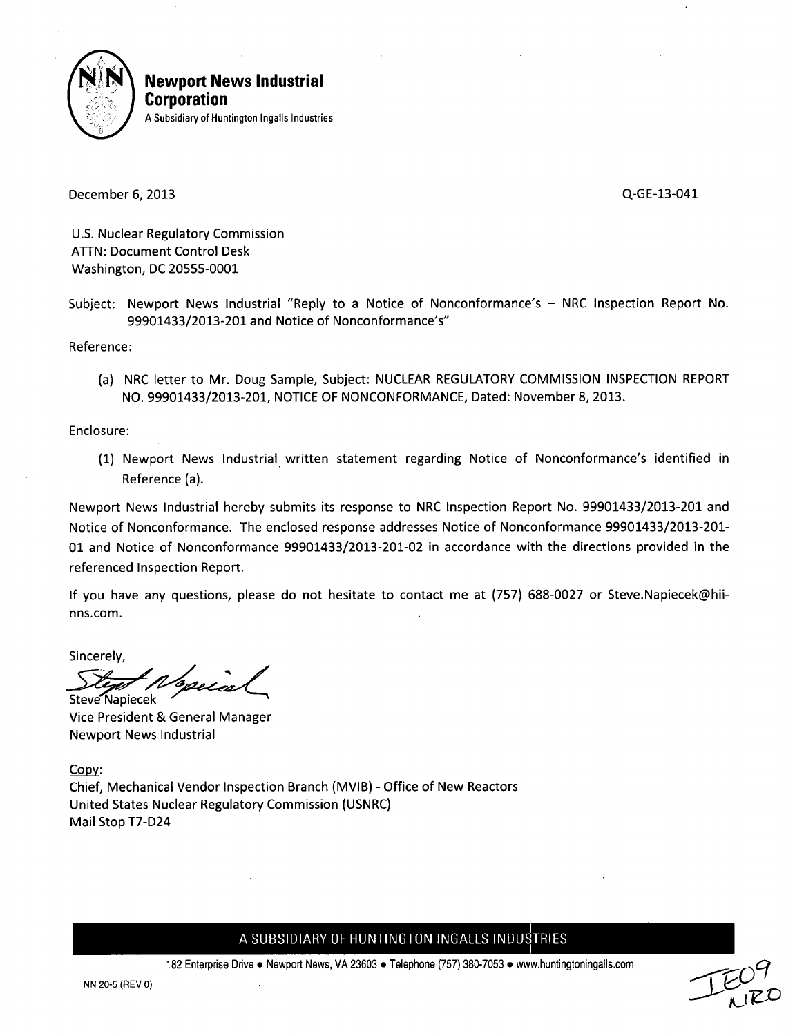**Newport News Industrial Corporation**
A Subsidiary of Huntington Ingalls Industries

December 6, 2013 Q-GE-13-041

U.S. Nuclear Regulatory Commission
ATTN: Document Control Desk
Washington, DC 20555-0001

Subject: Newport News Industrial "Reply to a Notice of Nonconformance's – NRC Inspection Report No. 99901433/2013-201 and Notice of Nonconformance's"

Reference:

(a) NRC letter to Mr. Doug Sample, Subject: NUCLEAR REGULATORY COMMISSION INSPECTION REPORT NO. 99901433/2013-201, NOTICE OF NONCONFORMANCE, Dated: November 8, 2013.

Enclosure:

(1) Newport News Industrial written statement regarding Notice of Nonconformance's identified in Reference (a).

Newport News Industrial hereby submits its response to NRC Inspection Report No. 99901433/2013-201 and Notice of Nonconformance. The enclosed response addresses Notice of Nonconformance 99901433/2013-201-01 and Notice of Nonconformance 99901433/2013-201-02 in accordance with the directions provided in the referenced Inspection Report.

If you have any questions, please do not hesitate to contact me at (757) 688-0027 or Steve.Napiecek@hii-nns.com.

Sincerely,

Steve Napiecek
Vice President & General Manager
Newport News Industrial

Copy:
Chief, Mechanical Vendor Inspection Branch (MVIB) - Office of New Reactors
United States Nuclear Regulatory Commission (USNRC)
Mail Stop T7-D24

A SUBSIDIARY OF HUNTINGTON INGALLS INDUSTRIES

182 Enterprise Drive • Newport News, VA 23603 • Telephone (757) 380-7053 • www.huntingtoningalls.com

NN 20-5 (REV 0)

IE09
NRO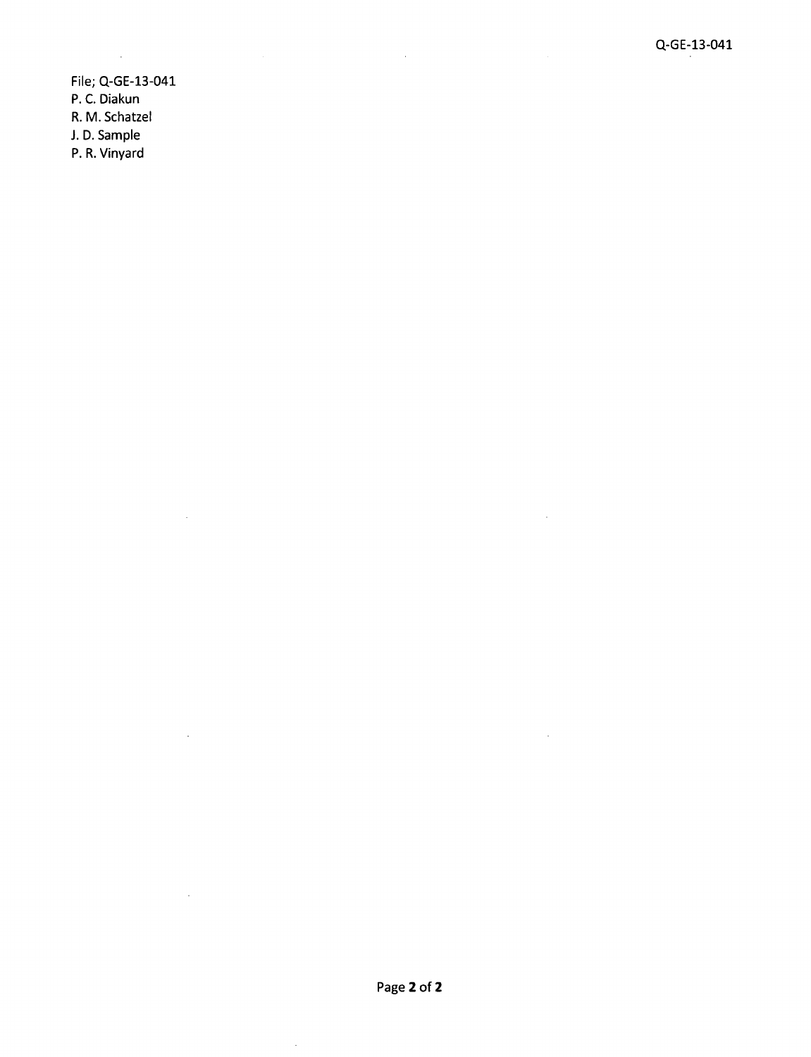File; Q-GE-13-041
P. C. Diakun
R. M. Schatzel
J. D. Sample
P. R. Vinyard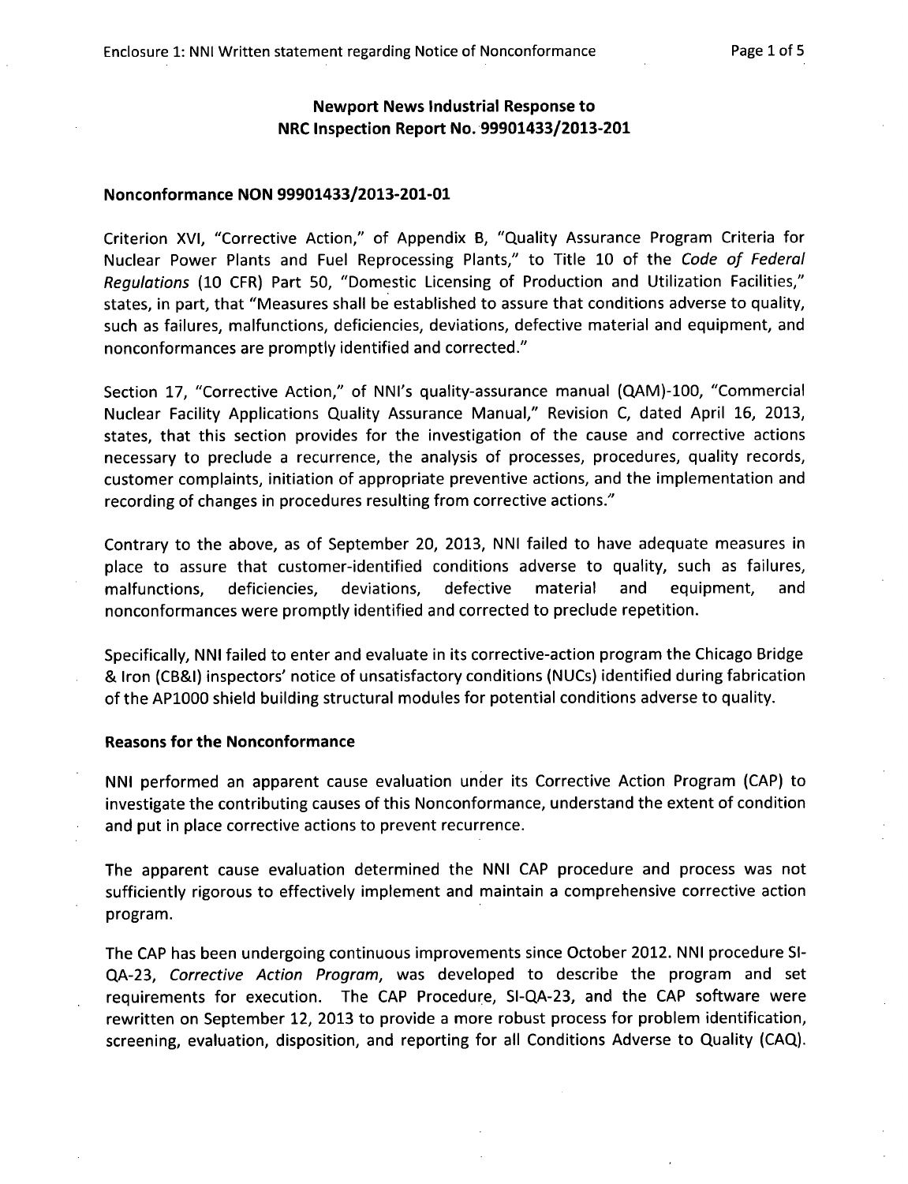## Newport News Industrial Response to NRC Inspection Report No. 99901433/2013-201

### Nonconformance NON 99901433/2013-201-01

Criterion XVI, "Corrective Action," of Appendix B, "Quality Assurance Program Criteria for Nuclear Power Plants and Fuel Reprocessing Plants," to Title 10 of the *Code of Federal Regulations* (10 CFR) Part 50, "Domestic Licensing of Production and Utilization Facilities," states, in part, that "Measures shall be established to assure that conditions adverse to quality, such as failures, malfunctions, deficiencies, deviations, defective material and equipment, and nonconformances are promptly identified and corrected."

Section 17, "Corrective Action," of NNI's quality-assurance manual (QAM)-100, "Commercial Nuclear Facility Applications Quality Assurance Manual," Revision C, dated April 16, 2013, states, that this section provides for the investigation of the cause and corrective actions necessary to preclude a recurrence, the analysis of processes, procedures, quality records, customer complaints, initiation of appropriate preventive actions, and the implementation and recording of changes in procedures resulting from corrective actions."

Contrary to the above, as of September 20, 2013, NNI failed to have adequate measures in place to assure that customer-identified conditions adverse to quality, such as failures, malfunctions, deficiencies, deviations, defective material and equipment, and nonconformances were promptly identified and corrected to preclude repetition.

Specifically, NNI failed to enter and evaluate in its corrective-action program the Chicago Bridge & Iron (CB&I) inspectors' notice of unsatisfactory conditions (NUCs) identified during fabrication of the AP1000 shield building structural modules for potential conditions adverse to quality.

### Reasons for the Nonconformance

NNI performed an apparent cause evaluation under its Corrective Action Program (CAP) to investigate the contributing causes of this Nonconformance, understand the extent of condition and put in place corrective actions to prevent recurrence.

The apparent cause evaluation determined the NNI CAP procedure and process was not sufficiently rigorous to effectively implement and maintain a comprehensive corrective action program.

The CAP has been undergoing continuous improvements since October 2012. NNI procedure SI-QA-23, *Corrective Action Program*, was developed to describe the program and set requirements for execution. The CAP Procedure, SI-QA-23, and the CAP software were rewritten on September 12, 2013 to provide a more robust process for problem identification, screening, evaluation, disposition, and reporting for all Conditions Adverse to Quality (CAQ).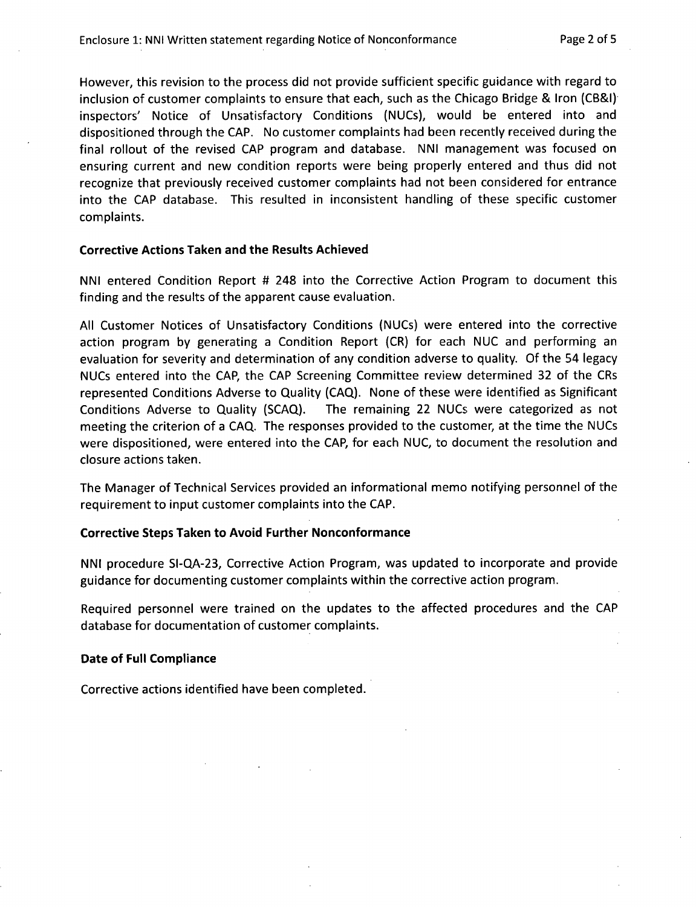However, this revision to the process did not provide sufficient specific guidance with regard to inclusion of customer complaints to ensure that each, such as the Chicago Bridge & Iron (CB&I) inspectors' Notice of Unsatisfactory Conditions (NUCs), would be entered into and dispositioned through the CAP. No customer complaints had been recently received during the final rollout of the revised CAP program and database. NNI management was focused on ensuring current and new condition reports were being properly entered and thus did not recognize that previously received customer complaints had not been considered for entrance into the CAP database. This resulted in inconsistent handling of these specific customer complaints.

**Corrective Actions Taken and the Results Achieved**

NNI entered Condition Report # 248 into the Corrective Action Program to document this finding and the results of the apparent cause evaluation.

All Customer Notices of Unsatisfactory Conditions (NUCs) were entered into the corrective action program by generating a Condition Report (CR) for each NUC and performing an evaluation for severity and determination of any condition adverse to quality. Of the 54 legacy NUCs entered into the CAP, the CAP Screening Committee review determined 32 of the CRs represented Conditions Adverse to Quality (CAQ). None of these were identified as Significant Conditions Adverse to Quality (SCAQ). The remaining 22 NUCs were categorized as not meeting the criterion of a CAQ. The responses provided to the customer, at the time the NUCs were dispositioned, were entered into the CAP, for each NUC, to document the resolution and closure actions taken.

The Manager of Technical Services provided an informational memo notifying personnel of the requirement to input customer complaints into the CAP.

**Corrective Steps Taken to Avoid Further Nonconformance**

NNI procedure SI-QA-23, Corrective Action Program, was updated to incorporate and provide guidance for documenting customer complaints within the corrective action program.

Required personnel were trained on the updates to the affected procedures and the CAP database for documentation of customer complaints.

**Date of Full Compliance**

Corrective actions identified have been completed.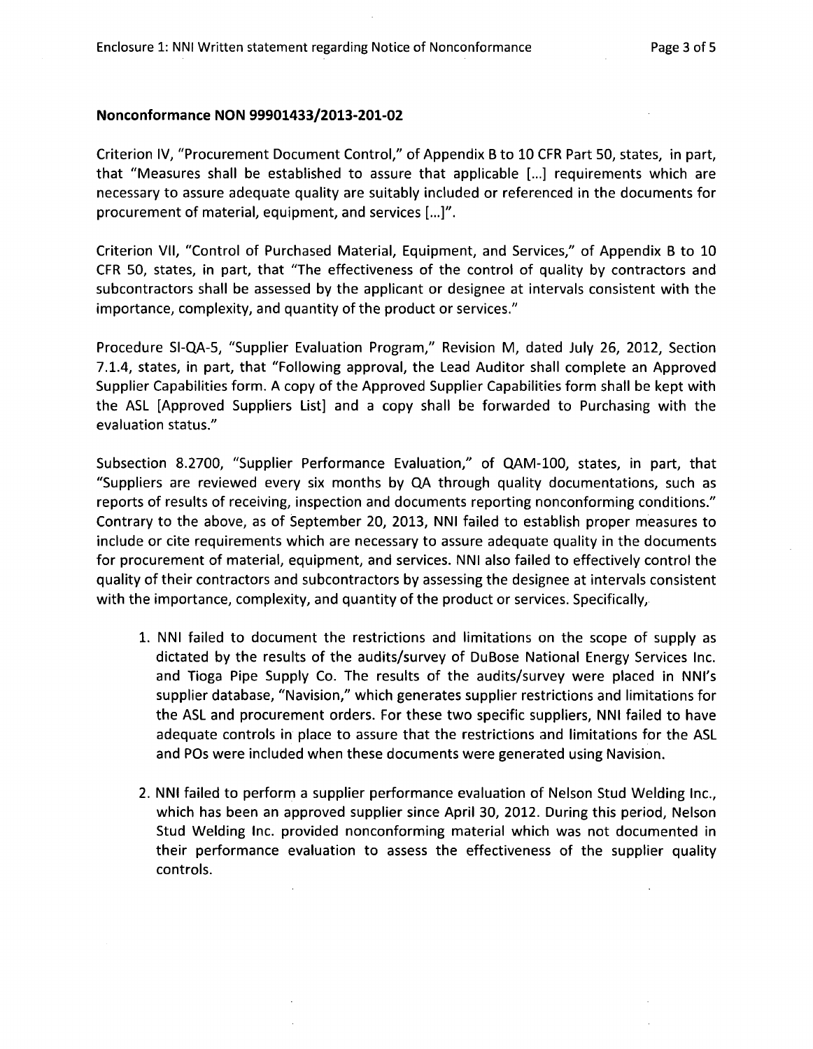## Nonconformance NON 99901433/2013-201-02

Criterion IV, "Procurement Document Control," of Appendix B to 10 CFR Part 50, states, in part, that "Measures shall be established to assure that applicable [...] requirements which are necessary to assure adequate quality are suitably included or referenced in the documents for procurement of material, equipment, and services [...]".

Criterion VII, "Control of Purchased Material, Equipment, and Services," of Appendix B to 10 CFR 50, states, in part, that "The effectiveness of the control of quality by contractors and subcontractors shall be assessed by the applicant or designee at intervals consistent with the importance, complexity, and quantity of the product or services."

Procedure SI-QA-5, "Supplier Evaluation Program," Revision M, dated July 26, 2012, Section 7.1.4, states, in part, that "Following approval, the Lead Auditor shall complete an Approved Supplier Capabilities form. A copy of the Approved Supplier Capabilities form shall be kept with the ASL [Approved Suppliers List] and a copy shall be forwarded to Purchasing with the evaluation status."

Subsection 8.2700, "Supplier Performance Evaluation," of QAM-100, states, in part, that "Suppliers are reviewed every six months by QA through quality documentations, such as reports of results of receiving, inspection and documents reporting nonconforming conditions." Contrary to the above, as of September 20, 2013, NNI failed to establish proper measures to include or cite requirements which are necessary to assure adequate quality in the documents for procurement of material, equipment, and services. NNI also failed to effectively control the quality of their contractors and subcontractors by assessing the designee at intervals consistent with the importance, complexity, and quantity of the product or services. Specifically,

1. NNI failed to document the restrictions and limitations on the scope of supply as dictated by the results of the audits/survey of DuBose National Energy Services Inc. and Tioga Pipe Supply Co. The results of the audits/survey were placed in NNI's supplier database, "Navision," which generates supplier restrictions and limitations for the ASL and procurement orders. For these two specific suppliers, NNI failed to have adequate controls in place to assure that the restrictions and limitations for the ASL and POs were included when these documents were generated using Navision.

2. NNI failed to perform a supplier performance evaluation of Nelson Stud Welding Inc., which has been an approved supplier since April 30, 2012. During this period, Nelson Stud Welding Inc. provided nonconforming material which was not documented in their performance evaluation to assess the effectiveness of the supplier quality controls.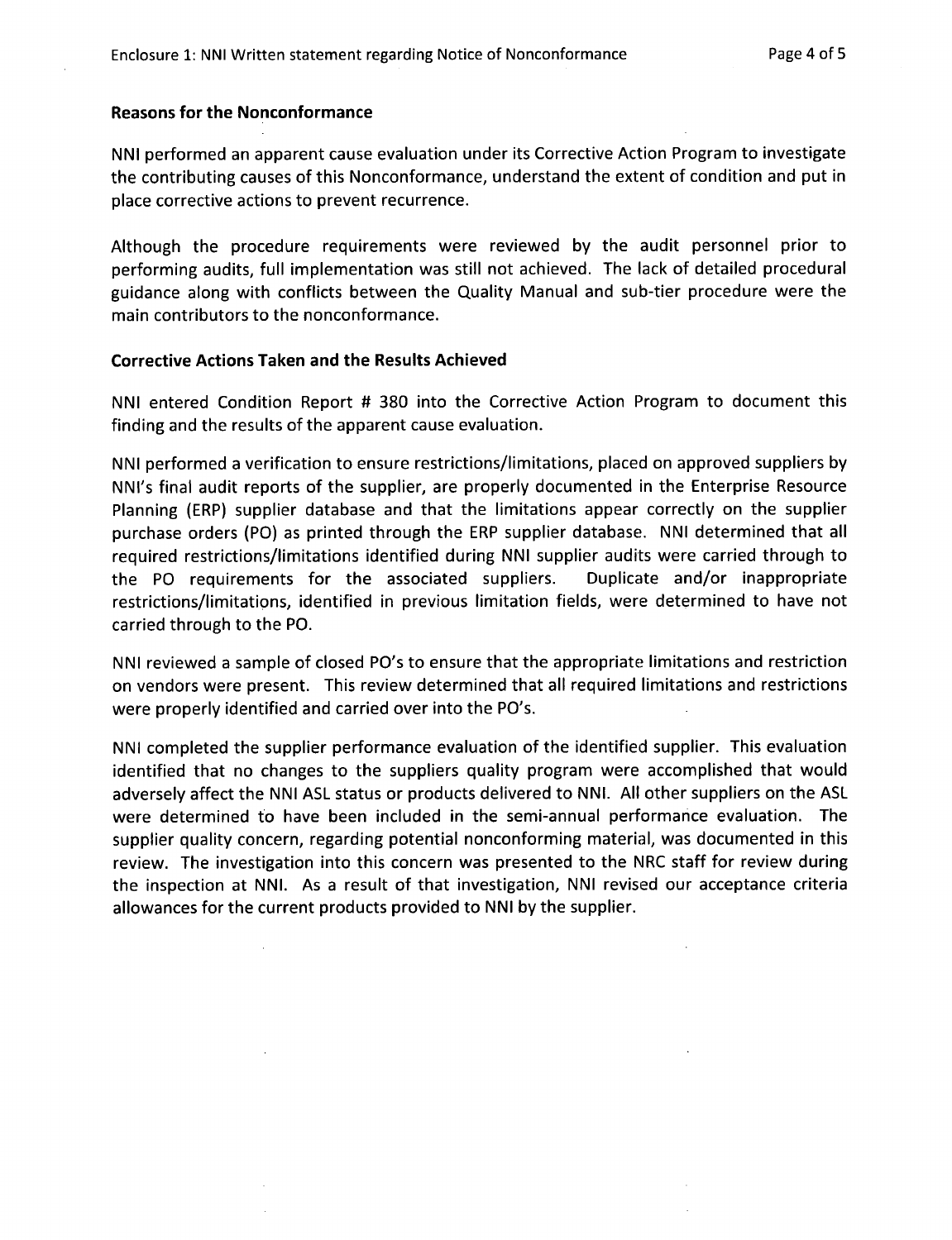**Reasons for the Nonconformance**

NNI performed an apparent cause evaluation under its Corrective Action Program to investigate the contributing causes of this Nonconformance, understand the extent of condition and put in place corrective actions to prevent recurrence.

Although the procedure requirements were reviewed by the audit personnel prior to performing audits, full implementation was still not achieved. The lack of detailed procedural guidance along with conflicts between the Quality Manual and sub-tier procedure were the main contributors to the nonconformance.

**Corrective Actions Taken and the Results Achieved**

NNI entered Condition Report # 380 into the Corrective Action Program to document this finding and the results of the apparent cause evaluation.

NNI performed a verification to ensure restrictions/limitations, placed on approved suppliers by NNI's final audit reports of the supplier, are properly documented in the Enterprise Resource Planning (ERP) supplier database and that the limitations appear correctly on the supplier purchase orders (PO) as printed through the ERP supplier database. NNI determined that all required restrictions/limitations identified during NNI supplier audits were carried through to the PO requirements for the associated suppliers. Duplicate and/or inappropriate restrictions/limitations, identified in previous limitation fields, were determined to have not carried through to the PO.

NNI reviewed a sample of closed PO's to ensure that the appropriate limitations and restriction on vendors were present. This review determined that all required limitations and restrictions were properly identified and carried over into the PO's.

NNI completed the supplier performance evaluation of the identified supplier. This evaluation identified that no changes to the suppliers quality program were accomplished that would adversely affect the NNI ASL status or products delivered to NNI. All other suppliers on the ASL were determined to have been included in the semi-annual performance evaluation. The supplier quality concern, regarding potential nonconforming material, was documented in this review. The investigation into this concern was presented to the NRC staff for review during the inspection at NNI. As a result of that investigation, NNI revised our acceptance criteria allowances for the current products provided to NNI by the supplier.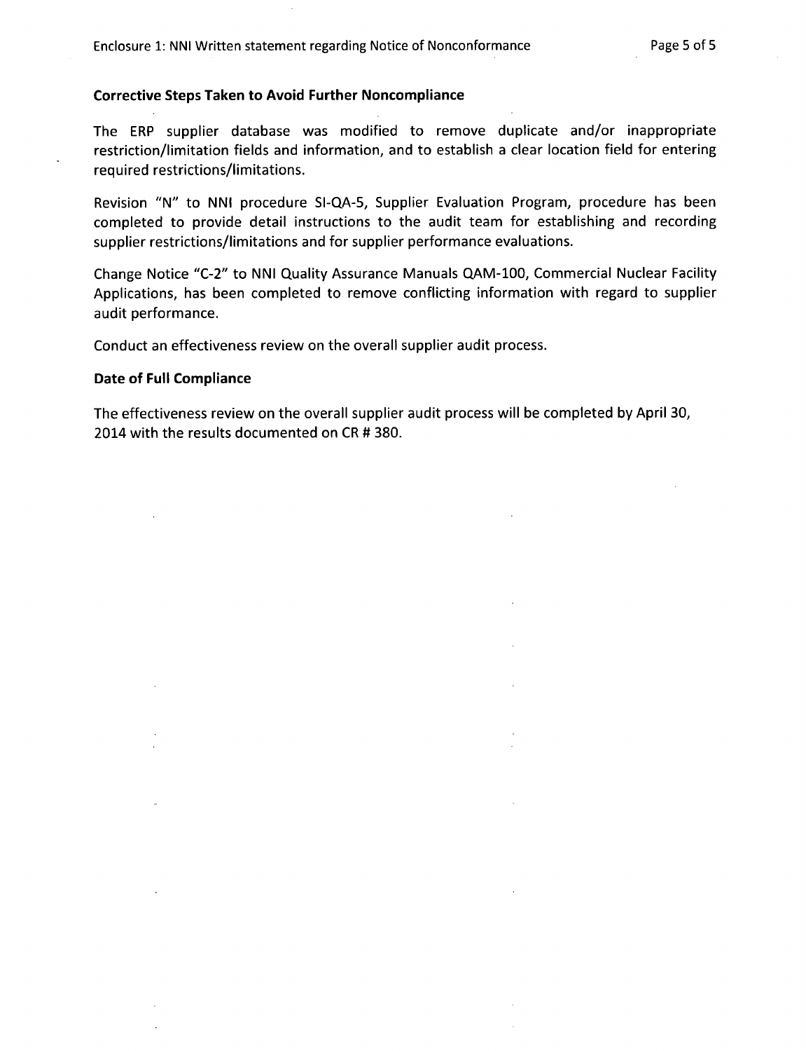**Corrective Steps Taken to Avoid Further Noncompliance**

The ERP supplier database was modified to remove duplicate and/or inappropriate restriction/limitation fields and information, and to establish a clear location field for entering required restrictions/limitations.

Revision "N" to NNI procedure SI-QA-5, Supplier Evaluation Program, procedure has been completed to provide detail instructions to the audit team for establishing and recording supplier restrictions/limitations and for supplier performance evaluations.

Change Notice "C-2" to NNI Quality Assurance Manuals QAM-100, Commercial Nuclear Facility Applications, has been completed to remove conflicting information with regard to supplier audit performance.

Conduct an effectiveness review on the overall supplier audit process.

**Date of Full Compliance**

The effectiveness review on the overall supplier audit process will be completed by April 30, 2014 with the results documented on CR # 380.